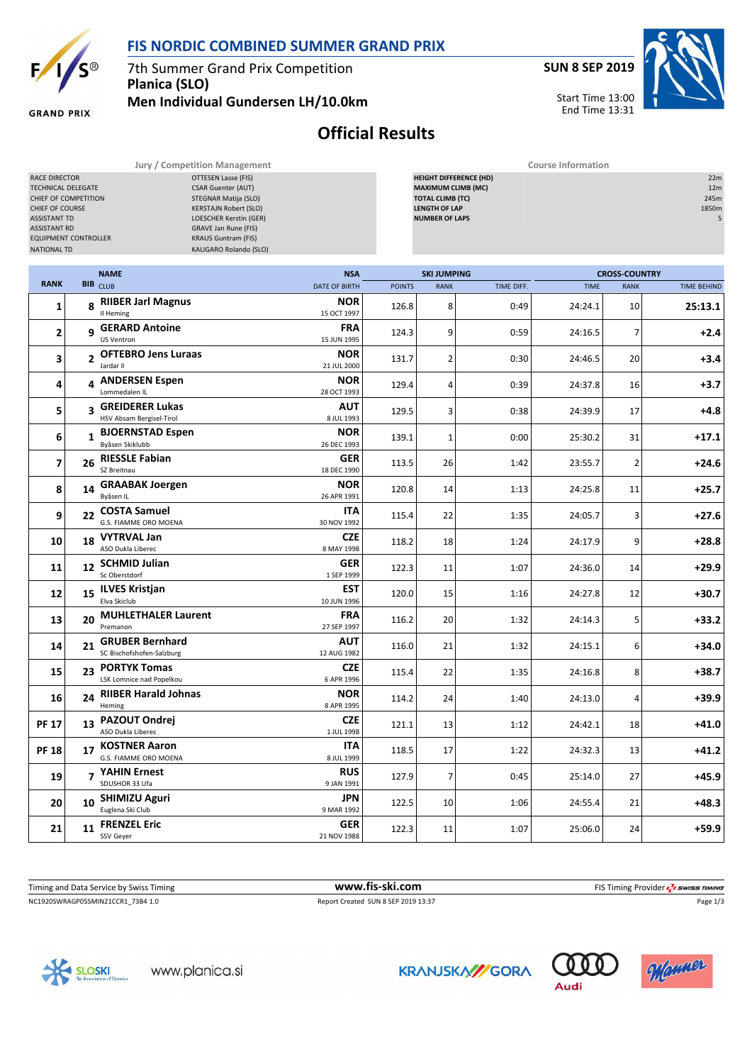# FIS NORDIC COMBINED SUMMER GRAND PRIX

7th Summer Grand Prix Competition
**Planica (SLO)**
**Men Individual Gundersen LH/10.0km**

**SUN 8 SEP 2019**

Start Time 13:00
End Time 13:31

## Official Results

| Jury / Competition Management | |
|---|---|
| RACE DIRECTOR | OTTESEN Lasse (FIS) |
| TECHNICAL DELEGATE | CSAR Guenter (AUT) |
| CHIEF OF COMPETITION | STEGNAR Matija (SLO) |
| CHIEF OF COURSE | KERSTAJN Robert (SLO) |
| ASSISTANT TD | LOESCHER Kerstin (GER) |
| ASSISTANT RD | GRAVE Jan Rune (FIS) |
| EQUIPMENT CONTROLLER | KRAUS Guntram (FIS) |
| NATIONAL TD | KALIGARO Rolando (SLO) |

| Course Information | |
|---|---|
| HEIGHT DIFFERENCE (HD) | 22m |
| MAXIMUM CLIMB (MC) | 12m |
| TOTAL CLIMB (TC) | 245m |
| LENGTH OF LAP | 1850m |
| NUMBER OF LAPS | 5 |

| RANK | BIB | NAME / CLUB | NSA / DATE OF BIRTH | SKI JUMPING POINTS | SKI JUMPING RANK | SKI JUMPING TIME DIFF. | CROSS-COUNTRY TIME | CROSS-COUNTRY RANK | TIME BEHIND |
|---|---|---|---|---|---|---|---|---|---|
| 1 | 8 | **RIIBER Jarl Magnus** Il Heming | **NOR** 15 OCT 1997 | 126.8 | 8 | 0:49 | 24:24.1 | 10 | **25:13.1** |
| 2 | 9 | **GERARD Antoine** US Ventron | **FRA** 15 JUN 1995 | 124.3 | 9 | 0:59 | 24:16.5 | 7 | **+2.4** |
| 3 | 2 | **OFTEBRO Jens Luraas** Jardar Il | **NOR** 21 JUL 2000 | 131.7 | 2 | 0:30 | 24:46.5 | 20 | **+3.4** |
| 4 | 4 | **ANDERSEN Espen** Lommedalen IL | **NOR** 28 OCT 1993 | 129.4 | 4 | 0:39 | 24:37.8 | 16 | **+3.7** |
| 5 | 3 | **GREIDERER Lukas** HSV Absam Bergisel-Tirol | **AUT** 8 JUL 1993 | 129.5 | 3 | 0:38 | 24:39.9 | 17 | **+4.8** |
| 6 | 1 | **BJOERNSTAD Espen** Byåsen Skiklubb | **NOR** 26 DEC 1993 | 139.1 | 1 | 0:00 | 25:30.2 | 31 | **+17.1** |
| 7 | 26 | **RIESSLE Fabian** SZ Breitnau | **GER** 18 DEC 1990 | 113.5 | 26 | 1:42 | 23:55.7 | 2 | **+24.6** |
| 8 | 14 | **GRAABAK Joergen** Byåsen IL | **NOR** 26 APR 1991 | 120.8 | 14 | 1:13 | 24:25.8 | 11 | **+25.7** |
| 9 | 22 | **COSTA Samuel** G.S. FIAMME ORO MOENA | **ITA** 30 NOV 1992 | 115.4 | 22 | 1:35 | 24:05.7 | 3 | **+27.6** |
| 10 | 18 | **VYTRVAL Jan** ASO Dukla Liberec | **CZE** 8 MAY 1998 | 118.2 | 18 | 1:24 | 24:17.9 | 9 | **+28.8** |
| 11 | 12 | **SCHMID Julian** Sc Oberstdorf | **GER** 1 SEP 1999 | 122.3 | 11 | 1:07 | 24:36.0 | 14 | **+29.9** |
| 12 | 15 | **ILVES Kristjan** Elva Skiclub | **EST** 10 JUN 1996 | 120.0 | 15 | 1:16 | 24:27.8 | 12 | **+30.7** |
| 13 | 20 | **MUHLETHALER Laurent** Premanon | **FRA** 27 SEP 1997 | 116.2 | 20 | 1:32 | 24:14.3 | 5 | **+33.2** |
| 14 | 21 | **GRUBER Bernhard** SC Bischofshofen-Salzburg | **AUT** 12 AUG 1982 | 116.0 | 21 | 1:32 | 24:15.1 | 6 | **+34.0** |
| 15 | 23 | **PORTYK Tomas** LSK Lomnice nad Popelkou | **CZE** 6 APR 1996 | 115.4 | 22 | 1:35 | 24:16.8 | 8 | **+38.7** |
| 16 | 24 | **RIIBER Harald Johnas** Heming | **NOR** 8 APR 1995 | 114.2 | 24 | 1:40 | 24:13.0 | 4 | **+39.9** |
| PF 17 | 13 | **PAZOUT Ondrej** ASO Dukla Liberec | **CZE** 1 JUL 1998 | 121.1 | 13 | 1:12 | 24:42.1 | 18 | **+41.0** |
| PF 18 | 17 | **KOSTNER Aaron** G.S. FIAMME ORO MOENA | **ITA** 8 JUL 1999 | 118.5 | 17 | 1:22 | 24:32.3 | 13 | **+41.2** |
| 19 | 7 | **YAHIN Ernest** SDUSHOR 33 Ufa | **RUS** 9 JAN 1991 | 127.9 | 7 | 0:45 | 25:14.0 | 27 | **+45.9** |
| 20 | 10 | **SHIMIZU Aguri** Euglena Ski Club | **JPN** 9 MAR 1992 | 122.5 | 10 | 1:06 | 24:55.4 | 21 | **+48.3** |
| 21 | 11 | **FRENZEL Eric** SSV Geyer | **GER** 21 NOV 1988 | 122.3 | 11 | 1:07 | 25:06.0 | 24 | **+59.9** |

Timing and Data Service by Swiss Timing — www.fis-ski.com — FIS Timing Provider SWISS TIMING

NC1920SWRAGP05SMIN21CCR1_73B4 1.0 — Report Created SUN 8 SEP 2019 13:37

www.planica.si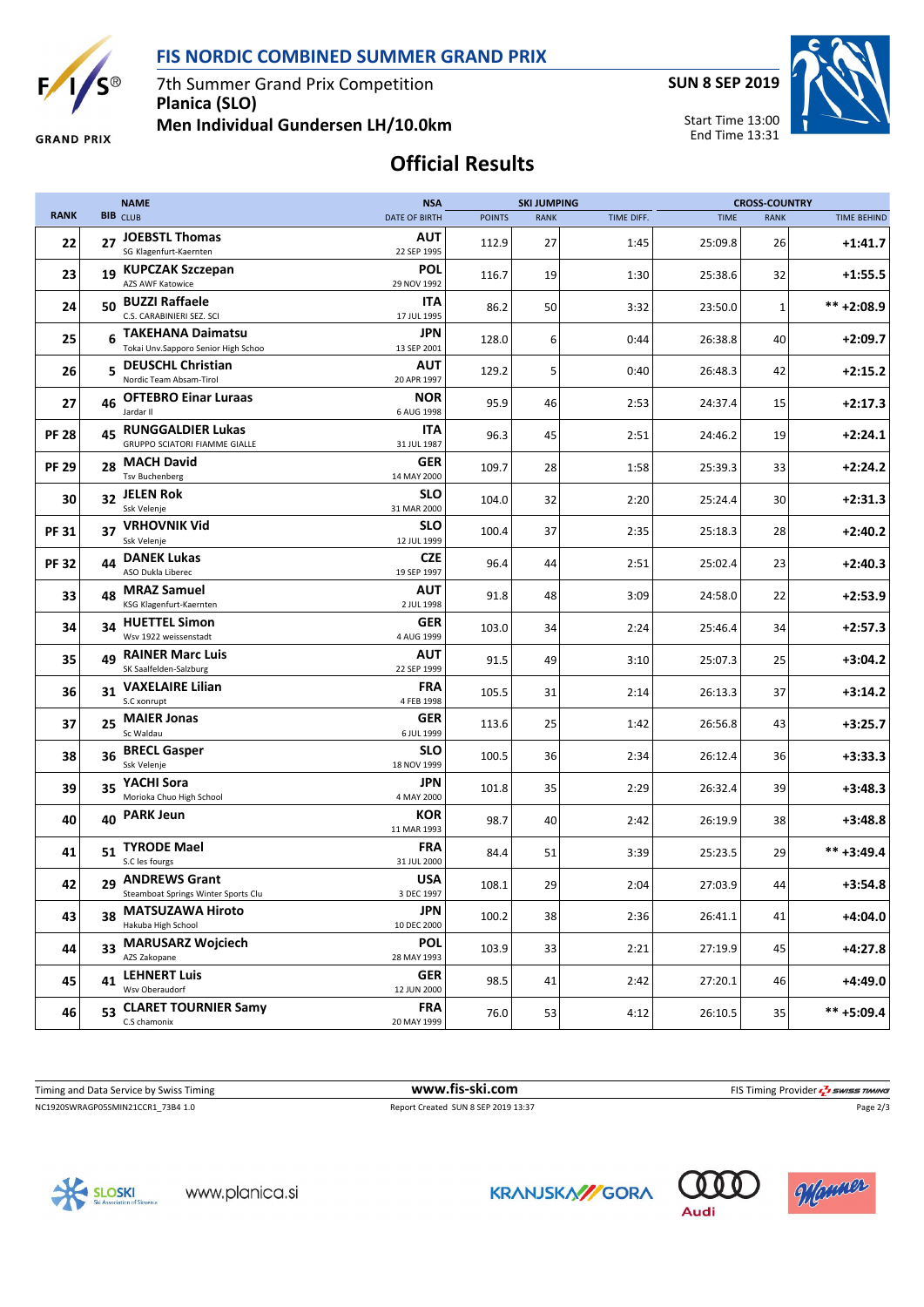# FIS NORDIC COMBINED SUMMER GRAND PRIX

7th Summer Grand Prix Competition
**Planica (SLO)**
**Men Individual Gundersen LH/10.0km**

**SUN 8 SEP 2019**

Start Time 13:00
End Time 13:31

## Official Results

| RANK | BIB | NAME / CLUB | NSA / DATE OF BIRTH | SKI JUMPING POINTS | SKI JUMPING RANK | SKI JUMPING TIME DIFF. | CROSS-COUNTRY TIME | CROSS-COUNTRY RANK | TIME BEHIND |
|---|---|---|---|---|---|---|---|---|---|
| 22 | 27 | **JOEBSTL Thomas** SG Klagenfurt-Kaernten | **AUT** 22 SEP 1995 | 112.9 | 27 | 1:45 | 25:09.8 | 26 | **+1:41.7** |
| 23 | 19 | **KUPCZAK Szczepan** AZS AWF Katowice | **POL** 29 NOV 1992 | 116.7 | 19 | 1:30 | 25:38.6 | 32 | **+1:55.5** |
| 24 | 50 | **BUZZI Raffaele** C.S. CARABINIERI SEZ. SCI | **ITA** 17 JUL 1995 | 86.2 | 50 | 3:32 | 23:50.0 | 1 | **\*\* +2:08.9** |
| 25 | 6 | **TAKEHANA Daimatsu** Tokai Unv.Sapporo Senior High Schoo | **JPN** 13 SEP 2001 | 128.0 | 6 | 0:44 | 26:38.8 | 40 | **+2:09.7** |
| 26 | 5 | **DEUSCHL Christian** Nordic Team Absam-Tirol | **AUT** 20 APR 1997 | 129.2 | 5 | 0:40 | 26:48.3 | 42 | **+2:15.2** |
| 27 | 46 | **OFTEBRO Einar Luraas** Jardar Il | **NOR** 6 AUG 1998 | 95.9 | 46 | 2:53 | 24:37.4 | 15 | **+2:17.3** |
| PF 28 | 45 | **RUNGGALDIER Lukas** GRUPPO SCIATORI FIAMME GIALLE | **ITA** 31 JUL 1987 | 96.3 | 45 | 2:51 | 24:46.2 | 19 | **+2:24.1** |
| PF 29 | 28 | **MACH David** Tsv Buchenberg | **GER** 14 MAY 2000 | 109.7 | 28 | 1:58 | 25:39.3 | 33 | **+2:24.2** |
| 30 | 32 | **JELEN Rok** Ssk Velenje | **SLO** 31 MAR 2000 | 104.0 | 32 | 2:20 | 25:24.4 | 30 | **+2:31.3** |
| PF 31 | 37 | **VRHOVNIK Vid** Ssk Velenje | **SLO** 12 JUL 1999 | 100.4 | 37 | 2:35 | 25:18.3 | 28 | **+2:40.2** |
| PF 32 | 44 | **DANEK Lukas** ASO Dukla Liberec | **CZE** 19 SEP 1997 | 96.4 | 44 | 2:51 | 25:02.4 | 23 | **+2:40.3** |
| 33 | 48 | **MRAZ Samuel** KSG Klagenfurt-Kaernten | **AUT** 2 JUL 1998 | 91.8 | 48 | 3:09 | 24:58.0 | 22 | **+2:53.9** |
| 34 | 34 | **HUETTEL Simon** Wsv 1922 weissenstadt | **GER** 4 AUG 1999 | 103.0 | 34 | 2:24 | 25:46.4 | 34 | **+2:57.3** |
| 35 | 49 | **RAINER Marc Luis** SK Saalfelden-Salzburg | **AUT** 22 SEP 1999 | 91.5 | 49 | 3:10 | 25:07.3 | 25 | **+3:04.2** |
| 36 | 31 | **VAXELAIRE Lilian** S.C xonrupt | **FRA** 4 FEB 1998 | 105.5 | 31 | 2:14 | 26:13.3 | 37 | **+3:14.2** |
| 37 | 25 | **MAIER Jonas** Sc Waldau | **GER** 6 JUL 1999 | 113.6 | 25 | 1:42 | 26:56.8 | 43 | **+3:25.7** |
| 38 | 36 | **BRECL Gasper** Ssk Velenje | **SLO** 18 NOV 1999 | 100.5 | 36 | 2:34 | 26:12.4 | 36 | **+3:33.3** |
| 39 | 35 | **YACHI Sora** Morioka Chuo High School | **JPN** 4 MAY 2000 | 101.8 | 35 | 2:29 | 26:32.4 | 39 | **+3:48.3** |
| 40 | 40 | **PARK Jeun** | **KOR** 11 MAR 1993 | 98.7 | 40 | 2:42 | 26:19.9 | 38 | **+3:48.8** |
| 41 | 51 | **TYRODE Mael** S.C les fourgs | **FRA** 31 JUL 2000 | 84.4 | 51 | 3:39 | 25:23.5 | 29 | **\*\* +3:49.4** |
| 42 | 29 | **ANDREWS Grant** Steamboat Springs Winter Sports Clu | **USA** 3 DEC 1997 | 108.1 | 29 | 2:04 | 27:03.9 | 44 | **+3:54.8** |
| 43 | 38 | **MATSUZAWA Hiroto** Hakuba High School | **JPN** 10 DEC 2000 | 100.2 | 38 | 2:36 | 26:41.1 | 41 | **+4:04.0** |
| 44 | 33 | **MARUSARZ Wojciech** AZS Zakopane | **POL** 28 MAY 1993 | 103.9 | 33 | 2:21 | 27:19.9 | 45 | **+4:27.8** |
| 45 | 41 | **LEHNERT Luis** Wsv Oberaudorf | **GER** 12 JUN 2000 | 98.5 | 41 | 2:42 | 27:20.1 | 46 | **+4:49.0** |
| 46 | 53 | **CLARET TOURNIER Samy** C.S chamonix | **FRA** 20 MAY 1999 | 76.0 | 53 | 4:12 | 26:10.5 | 35 | **\*\* +5:09.4** |

Timing and Data Service by Swiss Timing — www.fis-ski.com — FIS Timing Provider SWISS TIMING

NC1920SWRAGP05SMIN21CCR1_73B4 1.0 — Report Created SUN 8 SEP 2019 13:37

www.planica.si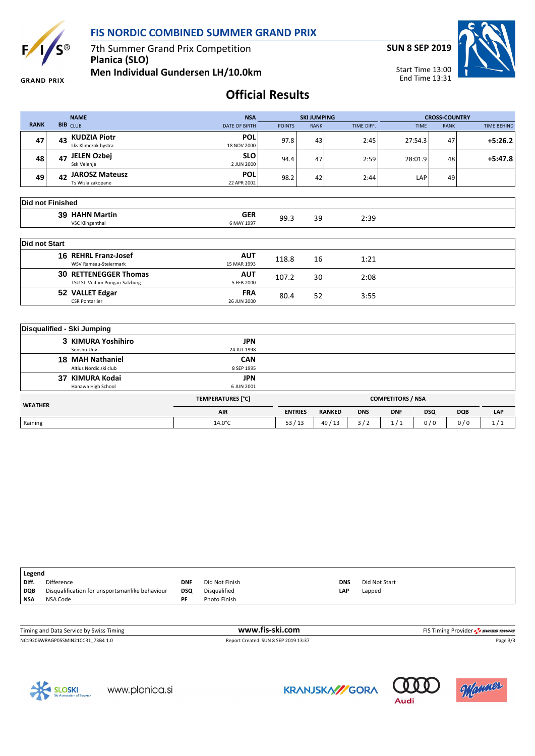# FIS NORDIC COMBINED SUMMER GRAND PRIX

7th Summer Grand Prix Competition
**Planica (SLO)**
**Men Individual Gundersen LH/10.0km**

**SUN 8 SEP 2019**

Start Time 13:00
End Time 13:31

## Official Results

| RANK | BIB | NAME / CLUB | NSA / DATE OF BIRTH | SKI JUMPING POINTS | SKI JUMPING RANK | SKI JUMPING TIME DIFF. | CROSS-COUNTRY TIME | CROSS-COUNTRY RANK | CROSS-COUNTRY TIME BEHIND |
|---|---|---|---|---|---|---|---|---|---|
| 47 | 43 | **KUDZIA Piotr** Lks Klimczok bystra | **POL** 18 NOV 2000 | 97.8 | 43 | 2:45 | 27:54.3 | 47 | **+5:26.2** |
| 48 | 47 | **JELEN Ozbej** Ssk Velenje | **SLO** 2 JUN 2000 | 94.4 | 47 | 2:59 | 28:01.9 | 48 | **+5:47.8** |
| 49 | 42 | **JAROSZ Mateusz** Ts Wisla zakopane | **POL** 22 APR 2002 | 98.2 | 42 | 2:44 | LAP | 49 | |

**Did not Finished**

| BIB | NAME / CLUB | NSA / DATE OF BIRTH | POINTS | RANK | TIME DIFF. |
|---|---|---|---|---|---|
| 39 | **HAHN Martin** VSC Klingenthal | **GER** 6 MAY 1997 | 99.3 | 39 | 2:39 |

**Did not Start**

| BIB | NAME / CLUB | NSA / DATE OF BIRTH | POINTS | RANK | TIME DIFF. |
|---|---|---|---|---|---|
| 16 | **REHRL Franz-Josef** WSV Ramsau-Steiermark | **AUT** 15 MAR 1993 | 118.8 | 16 | 1:21 |
| 30 | **RETTENEGGER Thomas** TSU St. Veit im Pongau-Salzburg | **AUT** 5 FEB 2000 | 107.2 | 30 | 2:08 |
| 52 | **VALLET Edgar** CSR Pontarlier | **FRA** 26 JUN 2000 | 80.4 | 52 | 3:55 |

**Disqualified - Ski Jumping**

| BIB | NAME / CLUB | NSA / DATE OF BIRTH |
|---|---|---|
| 3 | **KIMURA Yoshihiro** Senshu Unv. | **JPN** 24 JUL 1998 |
| 18 | **MAH Nathaniel** Altius Nordic ski club | **CAN** 8 SEP 1995 |
| 37 | **KIMURA Kodai** Hanawa High School | **JPN** 6 JUN 2001 |

| WEATHER | TEMPERATURES [°C] AIR | ENTRIES | RANKED | DNS | DNF | DSQ | DQB | LAP |
|---|---|---|---|---|---|---|---|---|
| Raining | 14.0°C | 53 / 13 | 49 / 13 | 3 / 2 | 1 / 1 | 0 / 0 | 0 / 0 | 1 / 1 |

Columns ENTRIES through LAP: COMPETITORS / NSA

**Legend**

| | | | | | |
|---|---|---|---|---|---|
| **Diff.** | Difference | **DNF** | Did Not Finish | **DNS** | Did Not Start |
| **DQB** | Disqualification for unsportsmanlike behaviour | **DSQ** | Disqualified | **LAP** | Lapped |
| **NSA** | NSA Code | **PF** | Photo Finish | | |

Timing and Data Service by Swiss Timing — www.fis-ski.com — FIS Timing Provider SWISS TIMING

NC1920SWRAGP05SMIN21CCR1_73B4 1.0 — Report Created SUN 8 SEP 2019 13:37